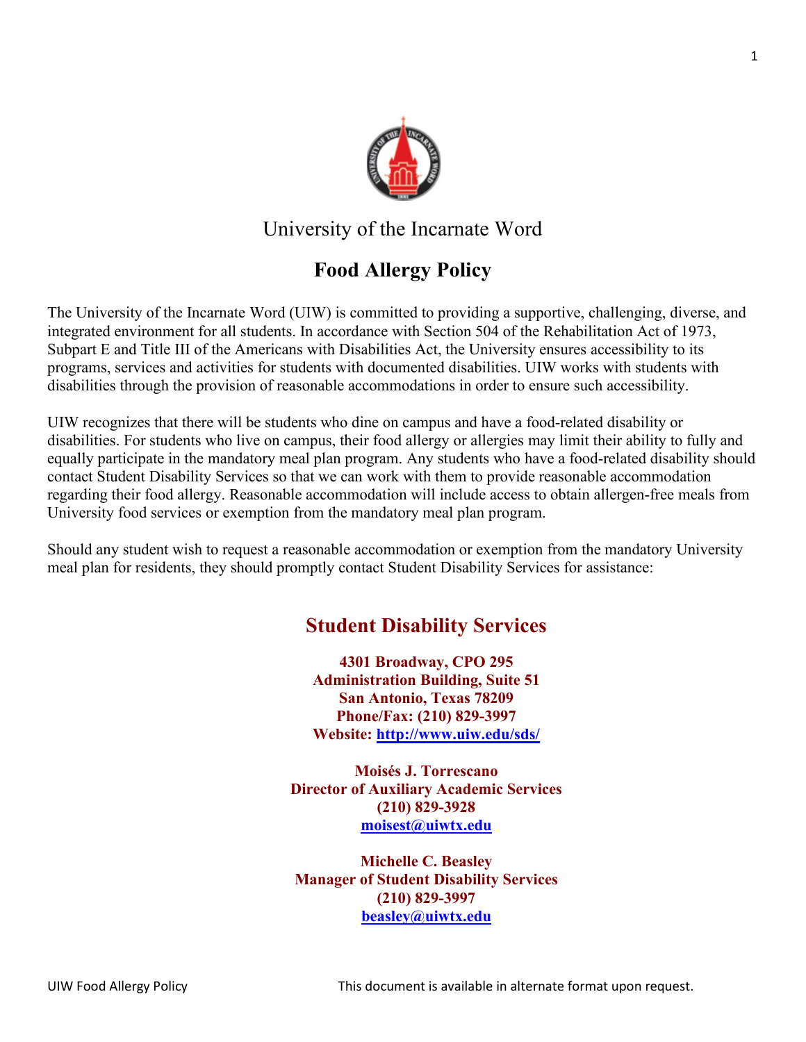University of the Incarnate Word

# Food Allergy Policy

The University of the Incarnate Word (UIW) is committed to providing a supportive, challenging, diverse, and integrated environment for all students. In accordance with Section 504 of the Rehabilitation Act of 1973, Subpart E and Title III of the Americans with Disabilities Act, the University ensures accessibility to its programs, services and activities for students with documented disabilities. UIW works with students with disabilities through the provision of reasonable accommodations in order to ensure such accessibility.

UIW recognizes that there will be students who dine on campus and have a food-related disability or disabilities. For students who live on campus, their food allergy or allergies may limit their ability to fully and equally participate in the mandatory meal plan program. Any students who have a food-related disability should contact Student Disability Services so that we can work with them to provide reasonable accommodation regarding their food allergy. Reasonable accommodation will include access to obtain allergen-free meals from University food services or exemption from the mandatory meal plan program.

Should any student wish to request a reasonable accommodation or exemption from the mandatory University meal plan for residents, they should promptly contact Student Disability Services for assistance:

## Student Disability Services

**4301 Broadway, CPO 295**
**Administration Building, Suite 51**
**San Antonio, Texas 78209**
**Phone/Fax: (210) 829-3997**
**Website: http://www.uiw.edu/sds/**

**Moisés J. Torrescano**
**Director of Auxiliary Academic Services**
**(210) 829-3928**
**moisest@uiwtx.edu**

**Michelle C. Beasley**
**Manager of Student Disability Services**
**(210) 829-3997**
**beasley@uiwtx.edu**

This document is available in alternate format upon request.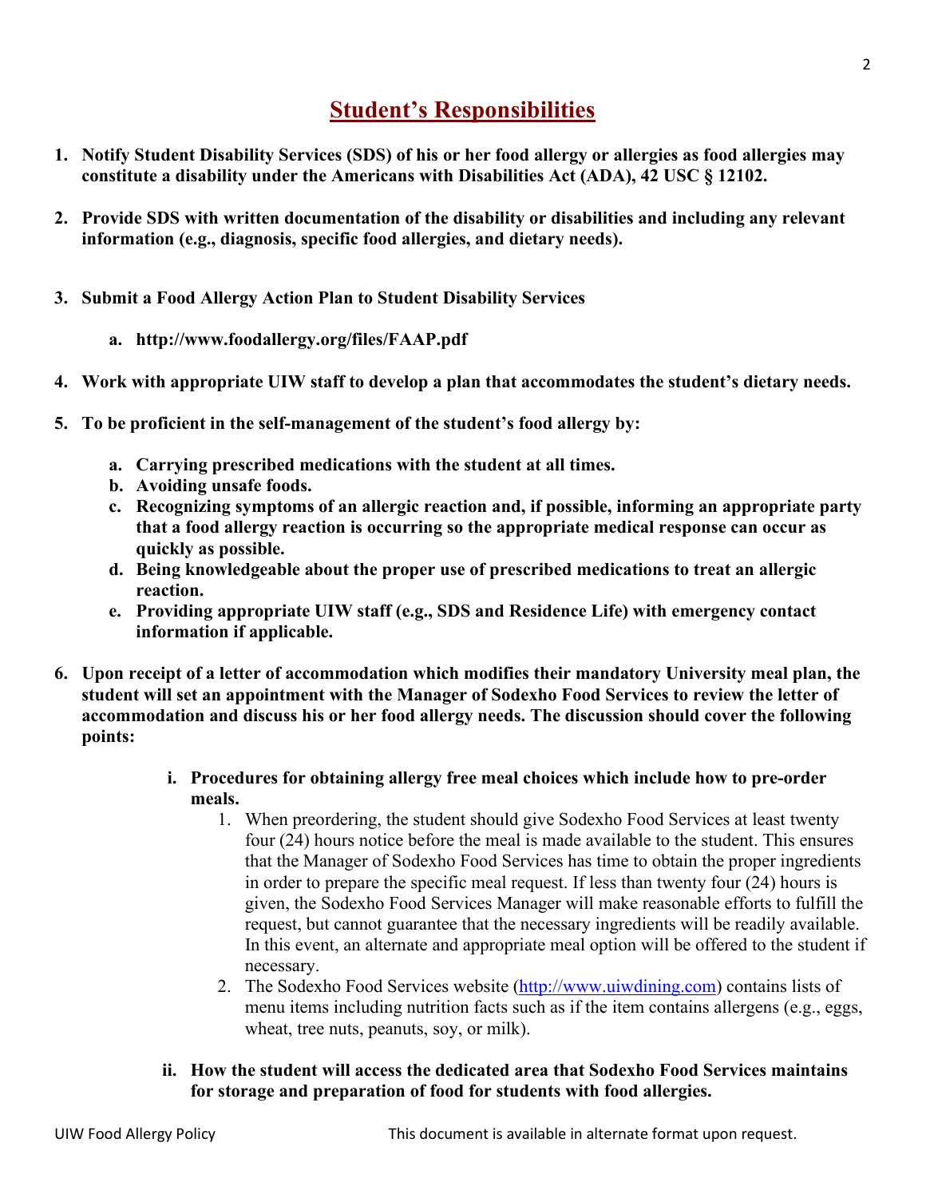## Student's Responsibilities

1. **Notify Student Disability Services (SDS) of his or her food allergy or allergies as food allergies may constitute a disability under the Americans with Disabilities Act (ADA), 42 USC § 12102.**

2. **Provide SDS with written documentation of the disability or disabilities and including any relevant information (e.g., diagnosis, specific food allergies, and dietary needs).**

3. **Submit a Food Allergy Action Plan to Student Disability Services**
   a. **http://www.foodallergy.org/files/FAAP.pdf**

4. **Work with appropriate UIW staff to develop a plan that accommodates the student's dietary needs.**

5. **To be proficient in the self-management of the student's food allergy by:**
   a. **Carrying prescribed medications with the student at all times.**
   b. **Avoiding unsafe foods.**
   c. **Recognizing symptoms of an allergic reaction and, if possible, informing an appropriate party that a food allergy reaction is occurring so the appropriate medical response can occur as quickly as possible.**
   d. **Being knowledgeable about the proper use of prescribed medications to treat an allergic reaction.**
   e. **Providing appropriate UIW staff (e.g., SDS and Residence Life) with emergency contact information if applicable.**

6. **Upon receipt of a letter of accommodation which modifies their mandatory University meal plan, the student will set an appointment with the Manager of Sodexho Food Services to review the letter of accommodation and discuss his or her food allergy needs. The discussion should cover the following points:**

   i. **Procedures for obtaining allergy free meal choices which include how to pre-order meals.**
      1. When preordering, the student should give Sodexho Food Services at least twenty four (24) hours notice before the meal is made available to the student. This ensures that the Manager of Sodexho Food Services has time to obtain the proper ingredients in order to prepare the specific meal request. If less than twenty four (24) hours is given, the Sodexho Food Services Manager will make reasonable efforts to fulfill the request, but cannot guarantee that the necessary ingredients will be readily available. In this event, an alternate and appropriate meal option will be offered to the student if necessary.
      2. The Sodexho Food Services website (http://www.uiwdining.com) contains lists of menu items including nutrition facts such as if the item contains allergens (e.g., eggs, wheat, tree nuts, peanuts, soy, or milk).

   ii. **How the student will access the dedicated area that Sodexho Food Services maintains for storage and preparation of food for students with food allergies.**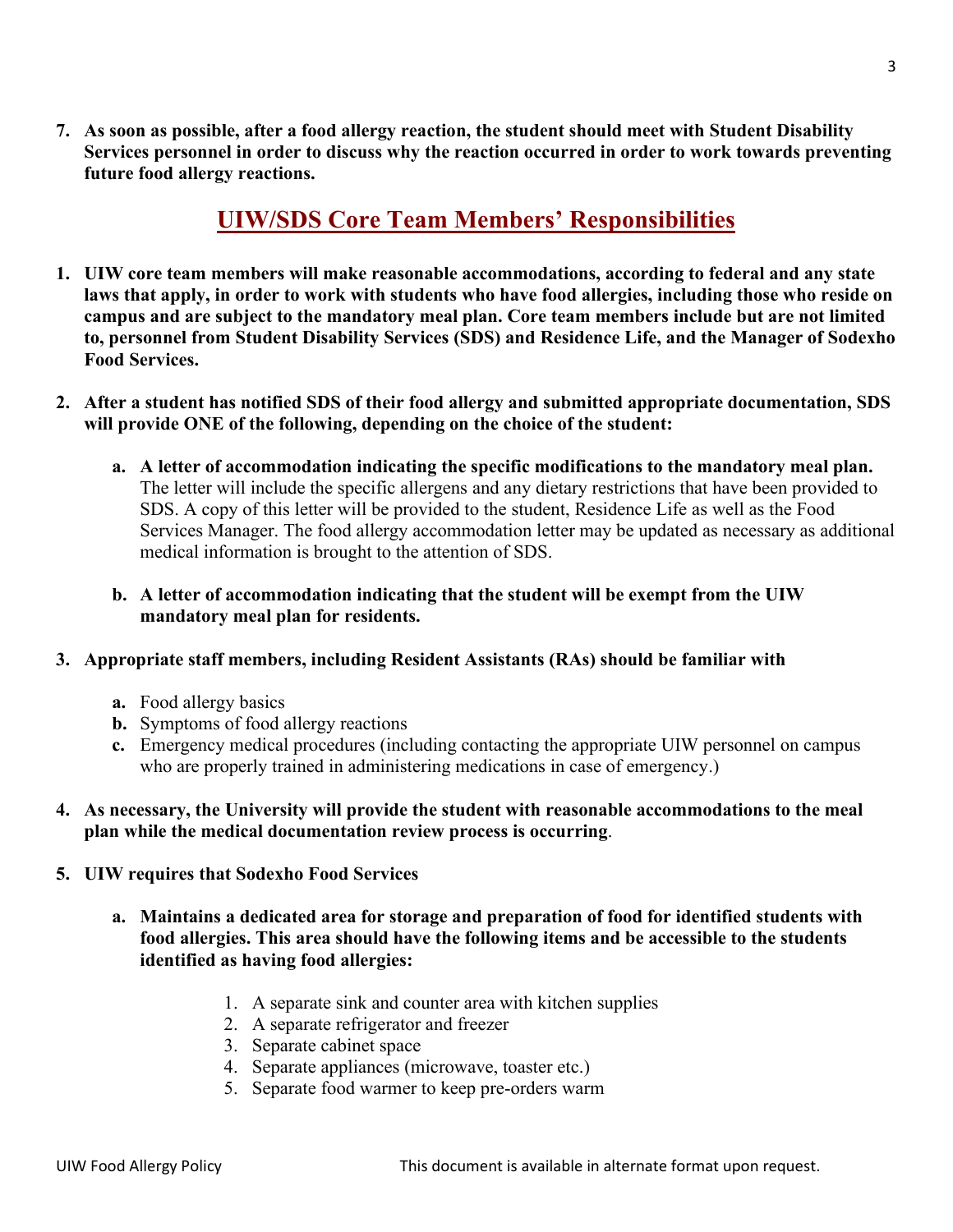7. **As soon as possible, after a food allergy reaction, the student should meet with Student Disability Services personnel in order to discuss why the reaction occurred in order to work towards preventing future food allergy reactions.**

## UIW/SDS Core Team Members' Responsibilities

1. **UIW core team members will make reasonable accommodations, according to federal and any state laws that apply, in order to work with students who have food allergies, including those who reside on campus and are subject to the mandatory meal plan. Core team members include but are not limited to, personnel from Student Disability Services (SDS) and Residence Life, and the Manager of Sodexho Food Services.**

2. **After a student has notified SDS of their food allergy and submitted appropriate documentation, SDS will provide ONE of the following, depending on the choice of the student:**

   a. **A letter of accommodation indicating the specific modifications to the mandatory meal plan.** The letter will include the specific allergens and any dietary restrictions that have been provided to SDS. A copy of this letter will be provided to the student, Residence Life as well as the Food Services Manager. The food allergy accommodation letter may be updated as necessary as additional medical information is brought to the attention of SDS.

   b. **A letter of accommodation indicating that the student will be exempt from the UIW mandatory meal plan for residents.**

3. **Appropriate staff members, including Resident Assistants (RAs) should be familiar with**

   a. Food allergy basics
   b. Symptoms of food allergy reactions
   c. Emergency medical procedures (including contacting the appropriate UIW personnel on campus who are properly trained in administering medications in case of emergency.)

4. **As necessary, the University will provide the student with reasonable accommodations to the meal plan while the medical documentation review process is occurring**.

5. **UIW requires that Sodexho Food Services**

   a. **Maintains a dedicated area for storage and preparation of food for identified students with food allergies. This area should have the following items and be accessible to the students identified as having food allergies:**

      1. A separate sink and counter area with kitchen supplies
      2. A separate refrigerator and freezer
      3. Separate cabinet space
      4. Separate appliances (microwave, toaster etc.)
      5. Separate food warmer to keep pre-orders warm

UIW Food Allergy Policy

This document is available in alternate format upon request.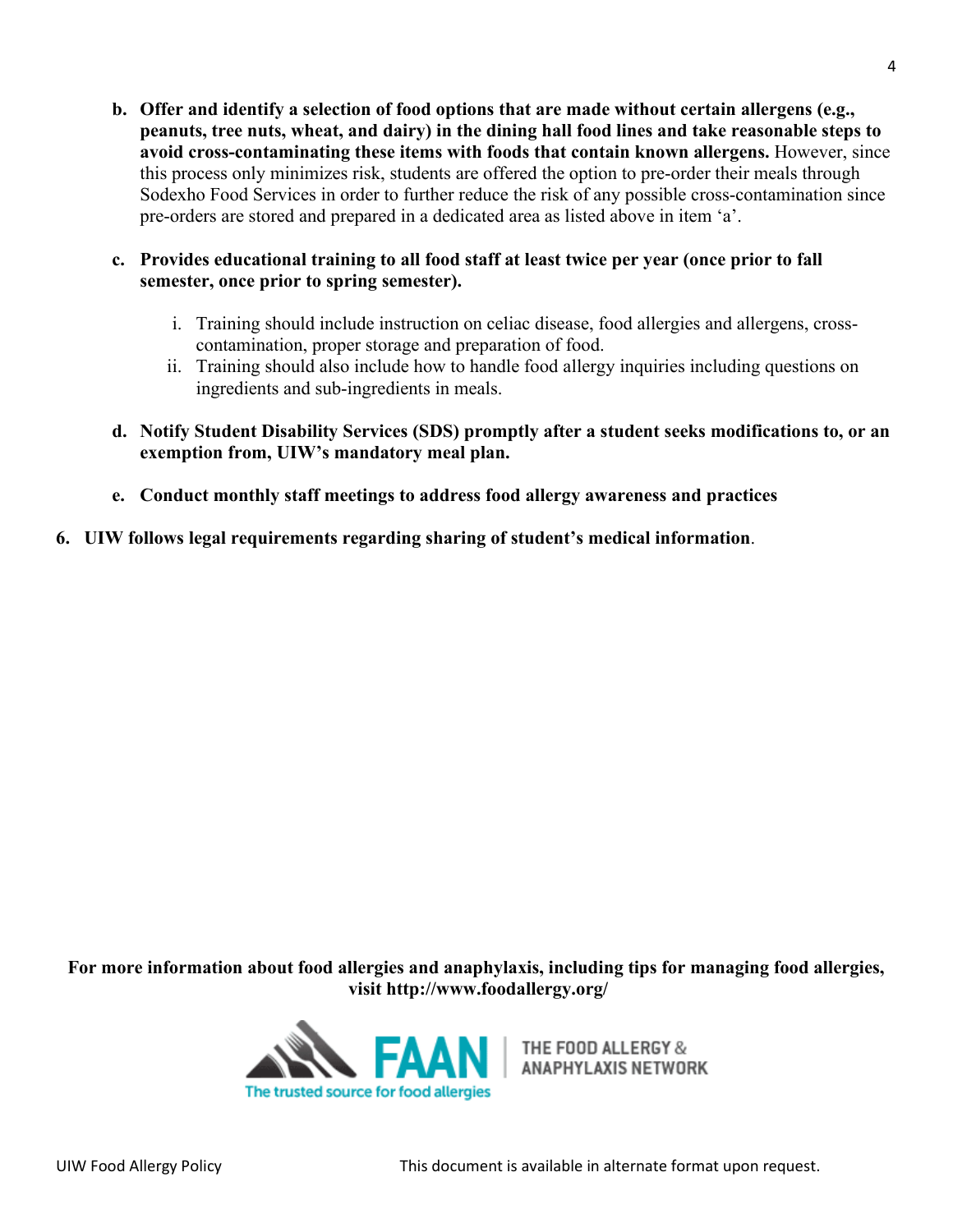b. **Offer and identify a selection of food options that are made without certain allergens (e.g., peanuts, tree nuts, wheat, and dairy) in the dining hall food lines and take reasonable steps to avoid cross-contaminating these items with foods that contain known allergens.** However, since this process only minimizes risk, students are offered the option to pre-order their meals through Sodexho Food Services in order to further reduce the risk of any possible cross-contamination since pre-orders are stored and prepared in a dedicated area as listed above in item 'a'.

c. **Provides educational training to all food staff at least twice per year (once prior to fall semester, once prior to spring semester).**

   i. Training should include instruction on celiac disease, food allergies and allergens, cross-contamination, proper storage and preparation of food.

   ii. Training should also include how to handle food allergy inquiries including questions on ingredients and sub-ingredients in meals.

d. **Notify Student Disability Services (SDS) promptly after a student seeks modifications to, or an exemption from, UIW's mandatory meal plan.**

e. **Conduct monthly staff meetings to address food allergy awareness and practices**

6. **UIW follows legal requirements regarding sharing of student's medical information**.

**For more information about food allergies and anaphylaxis, including tips for managing food allergies, visit http://www.foodallergy.org/**

FAAN | THE FOOD ALLERGY & ANAPHYLAXIS NETWORK

The trusted source for food allergies

UIW Food Allergy Policy

This document is available in alternate format upon request.